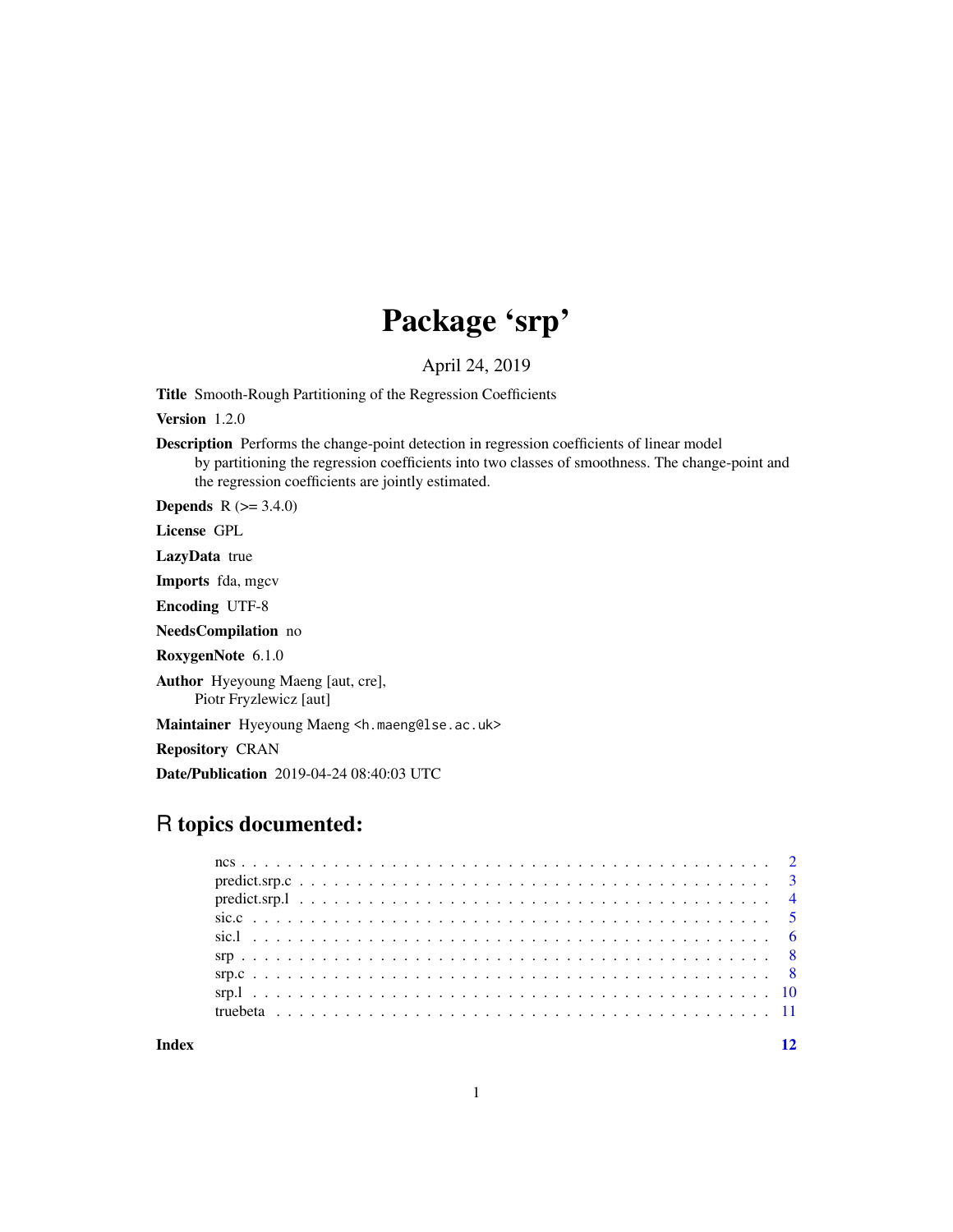# Package 'srp'

April 24, 2019

**Title** Smooth-Rough Partitioning of the Regression Coefficients

**Version** 1.2.0

**Description** Performs the change-point detection in regression coefficients of linear model by partitioning the regression coefficients into two classes of smoothness. The change-point and the regression coefficients are jointly estimated.

**Depends** R (>= 3.4.0)

**License** GPL

**LazyData** true

**Imports** fda, mgcv

**Encoding** UTF-8

**NeedsCompilation** no

**RoxygenNote** 6.1.0

**Author** Hyeyoung Maeng [aut, cre], Piotr Fryzlewicz [aut]

**Maintainer** Hyeyoung Maeng <h.maeng@lse.ac.uk>

**Repository** CRAN

**Date/Publication** 2019-04-24 08:40:03 UTC

## R topics documented:

| | |
|---|---|
| ncs | 2 |
| predict.srp.c | 3 |
| predict.srp.l | 4 |
| sic.c | 5 |
| sic.l | 6 |
| srp | 8 |
| srp.c | 8 |
| srp.l | 10 |
| truebeta | 11 |

**Index** 12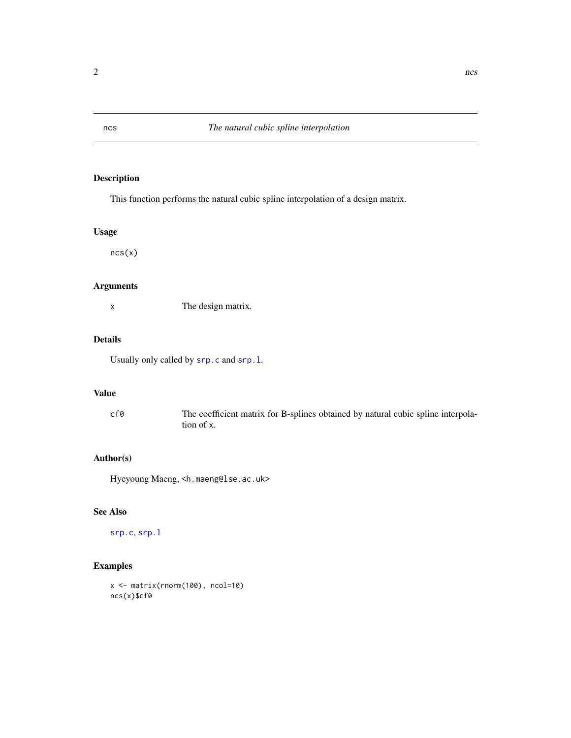# ncs — *The natural cubic spline interpolation*

## Description

This function performs the natural cubic spline interpolation of a design matrix.

## Usage

```
ncs(x)
```

## Arguments

| | |
|---|---|
| `x` | The design matrix. |

## Details

Usually only called by `srp.c` and `srp.l`.

## Value

| | |
|---|---|
| `cf0` | The coefficient matrix for B-splines obtained by natural cubic spline interpolation of `x`. |

## Author(s)

Hyeyoung Maeng, <h.maeng@lse.ac.uk>

## See Also

`srp.c`, `srp.l`

## Examples

```
x <- matrix(rnorm(100), ncol=10)
ncs(x)$cf0
```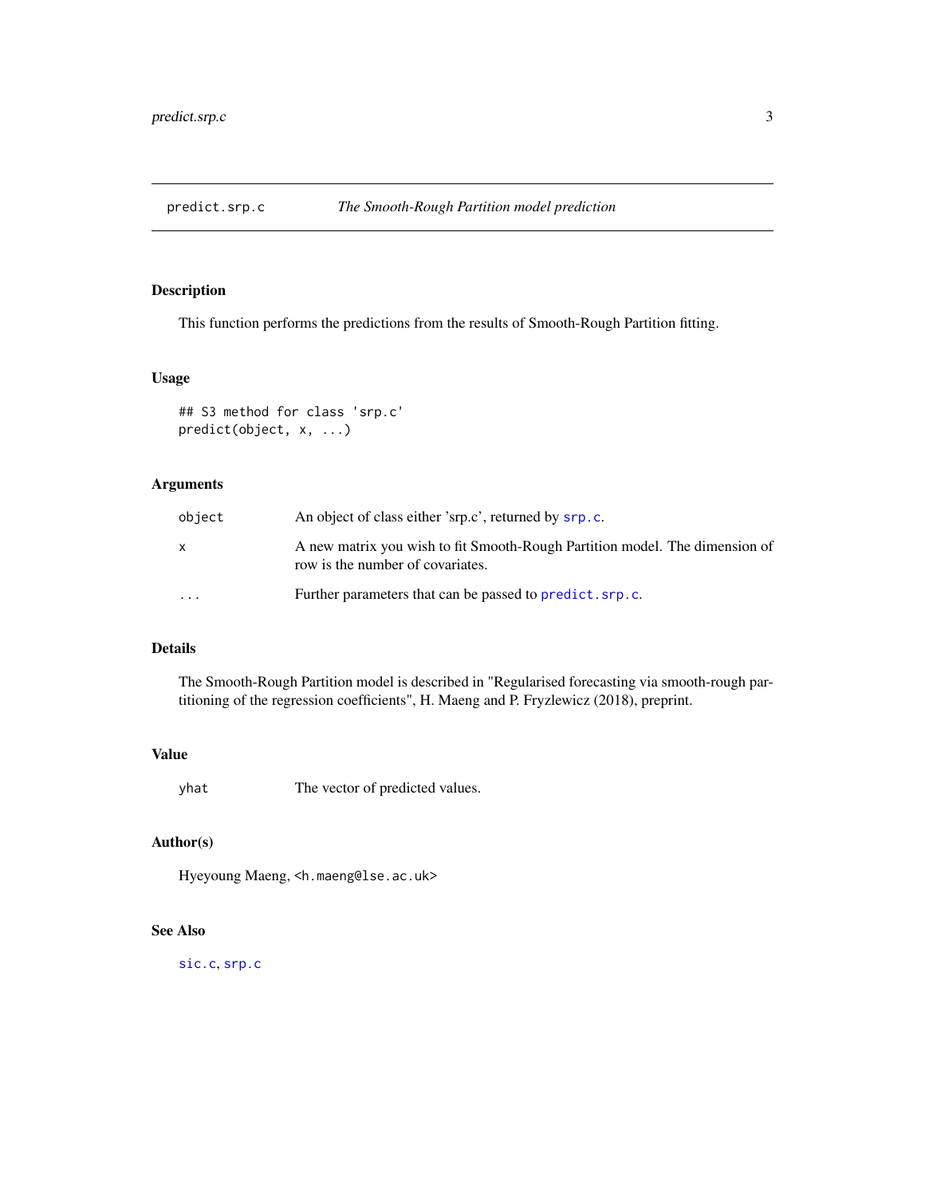# predict.srp.c — *The Smooth-Rough Partition model prediction*

## Description

This function performs the predictions from the results of Smooth-Rough Partition fitting.

## Usage

```
## S3 method for class 'srp.c'
predict(object, x, ...)
```

## Arguments

| | |
|---|---|
| object | An object of class either 'srp.c', returned by `srp.c`. |
| x | A new matrix you wish to fit Smooth-Rough Partition model. The dimension of row is the number of covariates. |
| ... | Further parameters that can be passed to `predict.srp.c`. |

## Details

The Smooth-Rough Partition model is described in "Regularised forecasting via smooth-rough partitioning of the regression coefficients", H. Maeng and P. Fryzlewicz (2018), preprint.

## Value

| | |
|---|---|
| yhat | The vector of predicted values. |

## Author(s)

Hyeyoung Maeng, <h.maeng@lse.ac.uk>

## See Also

`sic.c`, `srp.c`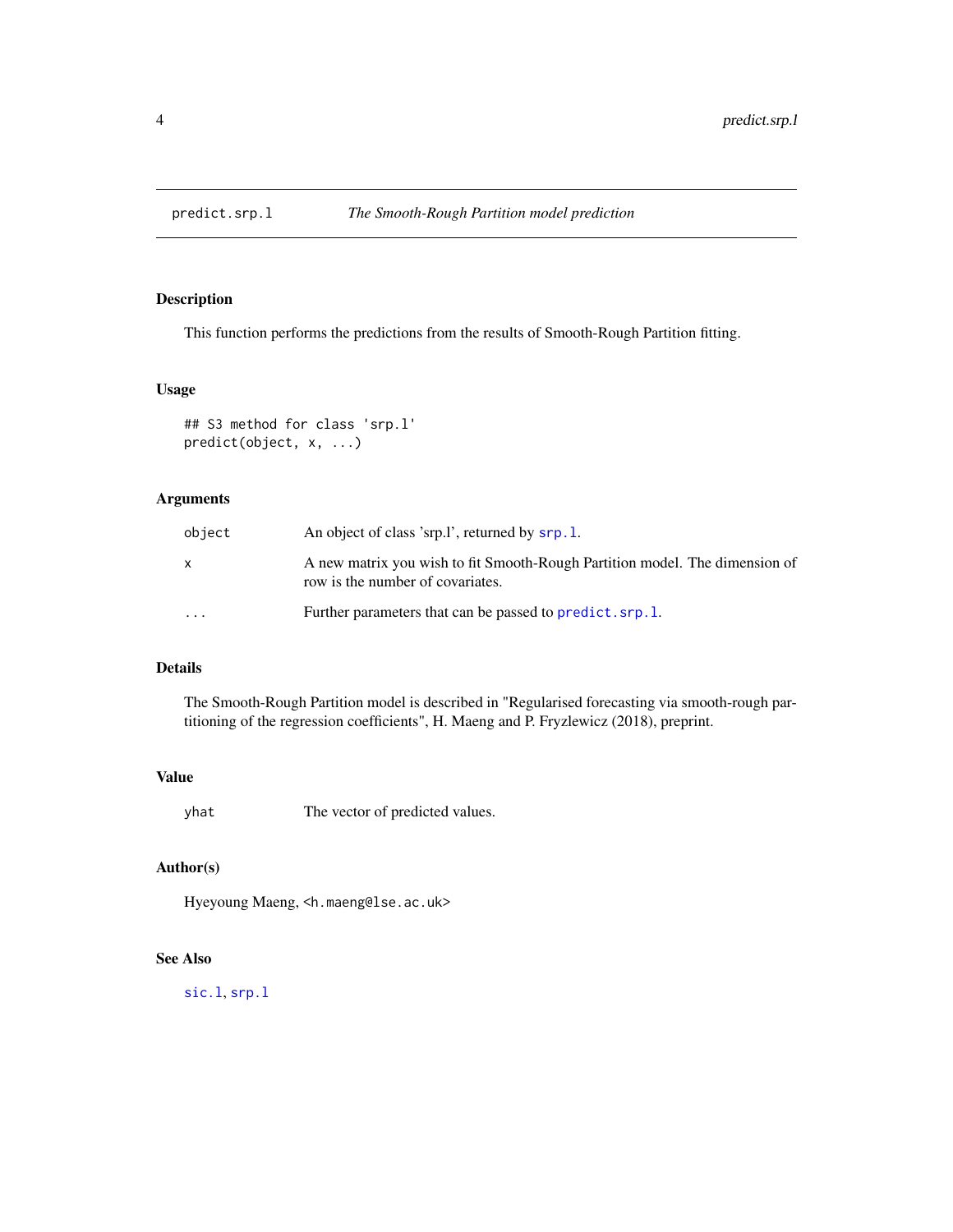# predict.srp.l *The Smooth-Rough Partition model prediction*

## Description

This function performs the predictions from the results of Smooth-Rough Partition fitting.

## Usage

```
## S3 method for class 'srp.l'
predict(object, x, ...)
```

## Arguments

| | |
|---|---|
| object | An object of class 'srp.l', returned by `srp.l`. |
| x | A new matrix you wish to fit Smooth-Rough Partition model. The dimension of row is the number of covariates. |
| ... | Further parameters that can be passed to `predict.srp.l`. |

## Details

The Smooth-Rough Partition model is described in "Regularised forecasting via smooth-rough partitioning of the regression coefficients", H. Maeng and P. Fryzlewicz (2018), preprint.

## Value

| | |
|---|---|
| yhat | The vector of predicted values. |

## Author(s)

Hyeyoung Maeng, <h.maeng@lse.ac.uk>

## See Also

`sic.l`, `srp.l`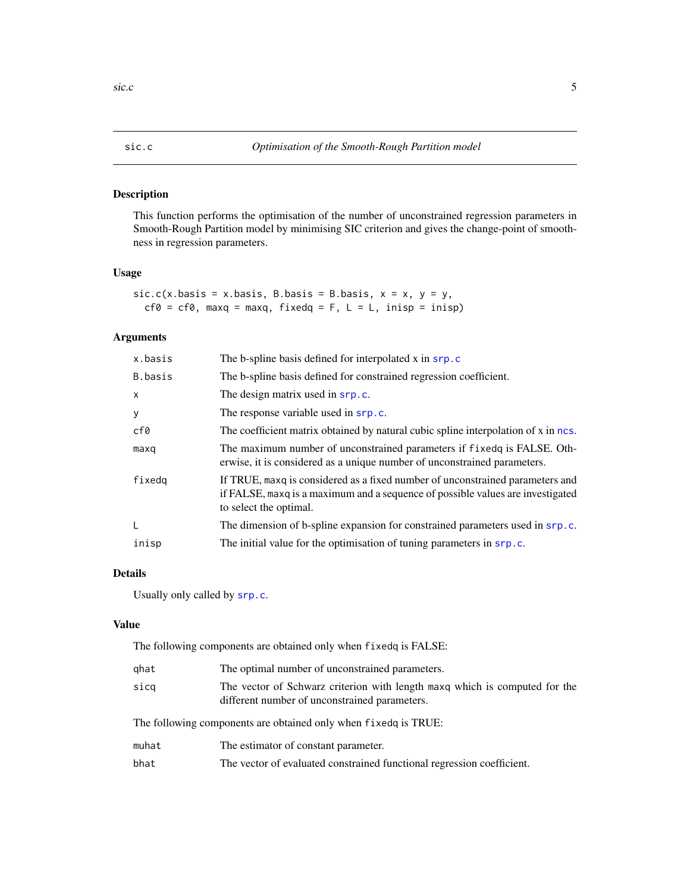## sic.c — *Optimisation of the Smooth-Rough Partition model*

### Description

This function performs the optimisation of the number of unconstrained regression parameters in Smooth-Rough Partition model by minimising SIC criterion and gives the change-point of smoothness in regression parameters.

### Usage

```
sic.c(x.basis = x.basis, B.basis = B.basis, x = x, y = y,
  cf0 = cf0, maxq = maxq, fixedq = F, L = L, inisp = inisp)
```

### Arguments

| | |
|---|---|
| `x.basis` | The b-spline basis defined for interpolated x in `srp.c` |
| `B.basis` | The b-spline basis defined for constrained regression coefficient. |
| `x` | The design matrix used in `srp.c`. |
| `y` | The response variable used in `srp.c`. |
| `cf0` | The coefficient matrix obtained by natural cubic spline interpolation of x in `ncs`. |
| `maxq` | The maximum number of unconstrained parameters if `fixedq` is FALSE. Otherwise, it is considered as a unique number of unconstrained parameters. |
| `fixedq` | If TRUE, `maxq` is considered as a fixed number of unconstrained parameters and if FALSE, `maxq` is a maximum and a sequence of possible values are investigated to select the optimal. |
| `L` | The dimension of b-spline expansion for constrained parameters used in `srp.c`. |
| `inisp` | The initial value for the optimisation of tuning parameters in `srp.c`. |

### Details

Usually only called by `srp.c`.

### Value

The following components are obtained only when `fixedq` is FALSE:

| | |
|---|---|
| `qhat` | The optimal number of unconstrained parameters. |
| `sicq` | The vector of Schwarz criterion with length `maxq` which is computed for the different number of unconstrained parameters. |

The following components are obtained only when `fixedq` is TRUE:

| | |
|---|---|
| `muhat` | The estimator of constant parameter. |
| `bhat` | The vector of evaluated constrained functional regression coefficient. |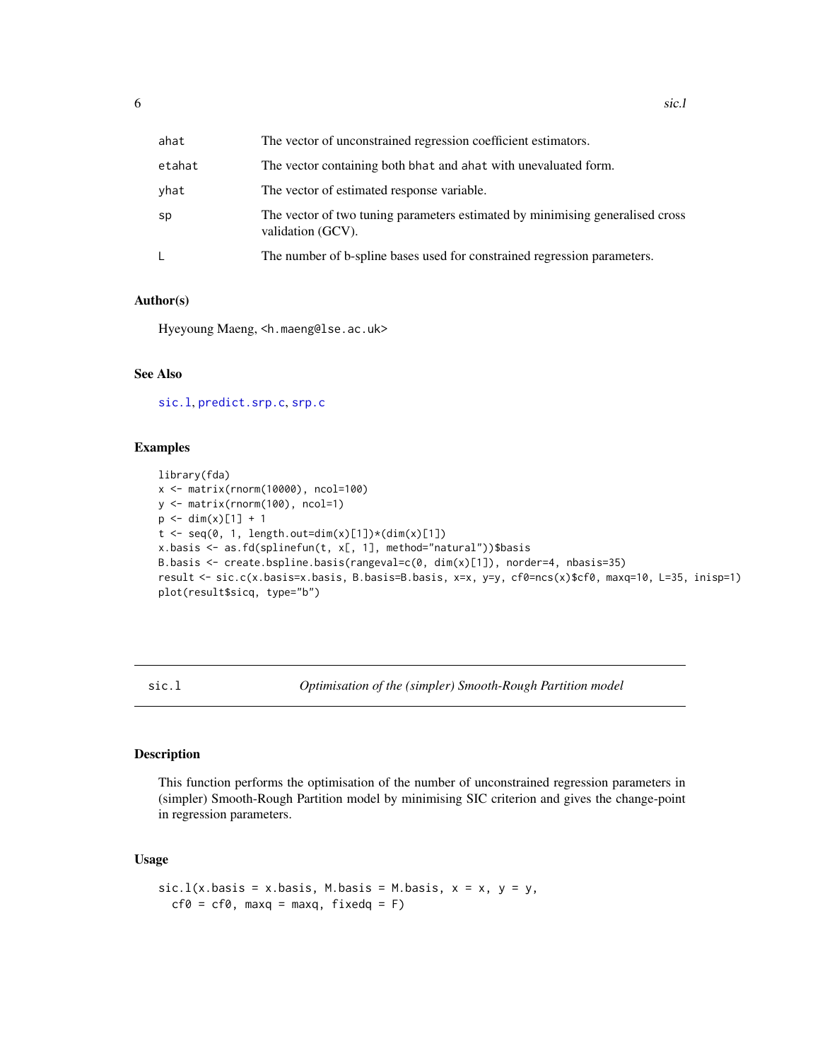| | |
|---|---|
| ahat | The vector of unconstrained regression coefficient estimators. |
| etahat | The vector containing both bhat and ahat with unevaluated form. |
| yhat | The vector of estimated response variable. |
| sp | The vector of two tuning parameters estimated by minimising generalised cross validation (GCV). |
| L | The number of b-spline bases used for constrained regression parameters. |

### Author(s)

Hyeyoung Maeng, <h.maeng@lse.ac.uk>

### See Also

sic.l, predict.srp.c, srp.c

### Examples

```
library(fda)
x <- matrix(rnorm(10000), ncol=100)
y <- matrix(rnorm(100), ncol=1)
p <- dim(x)[1] + 1
t <- seq(0, 1, length.out=dim(x)[1])*(dim(x)[1])
x.basis <- as.fd(splinefun(t, x[, 1], method="natural"))$basis
B.basis <- create.bspline.basis(rangeval=c(0, dim(x)[1]), norder=4, nbasis=35)
result <- sic.c(x.basis=x.basis, B.basis=B.basis, x=x, y=y, cf0=ncs(x)$cf0, maxq=10, L=35, inisp=1)
plot(result$sicq, type="b")
```

## sic.l — *Optimisation of the (simpler) Smooth-Rough Partition model*

### Description

This function performs the optimisation of the number of unconstrained regression parameters in (simpler) Smooth-Rough Partition model by minimising SIC criterion and gives the change-point in regression parameters.

### Usage

```
sic.l(x.basis = x.basis, M.basis = M.basis, x = x, y = y,
  cf0 = cf0, maxq = maxq, fixedq = F)
```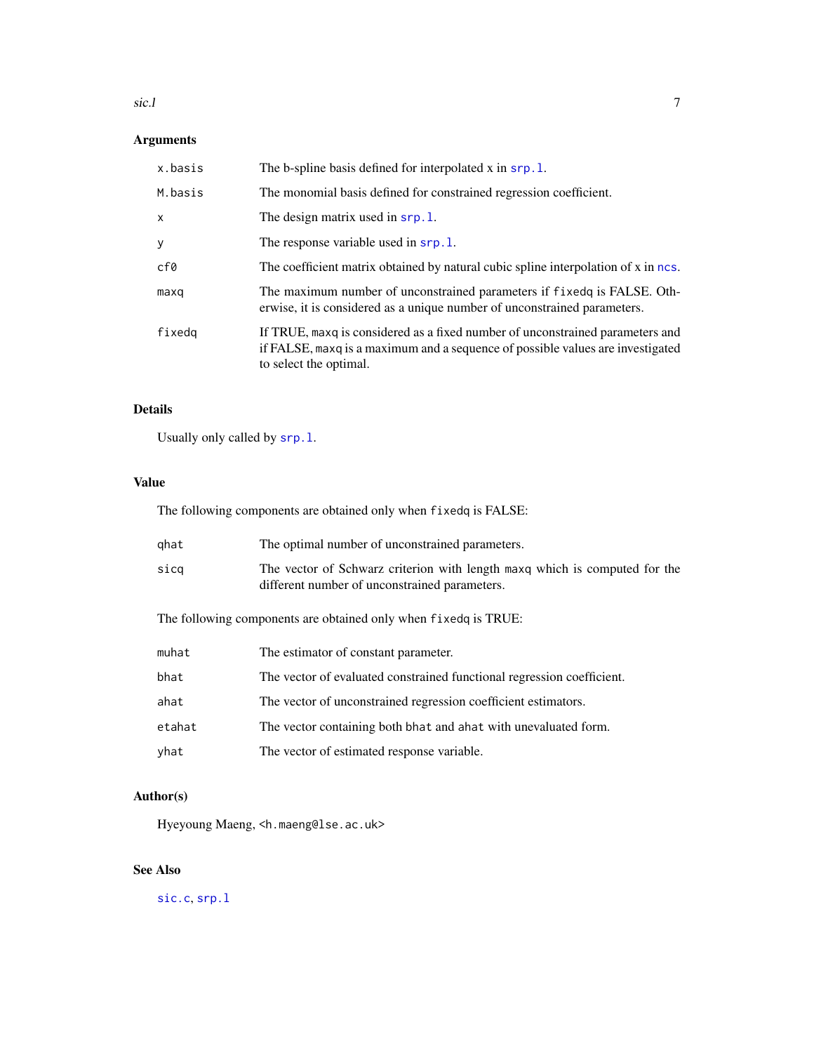### Arguments

| | |
|---|---|
| x.basis | The b-spline basis defined for interpolated x in srp.l. |
| M.basis | The monomial basis defined for constrained regression coefficient. |
| x | The design matrix used in srp.l. |
| y | The response variable used in srp.l. |
| cf0 | The coefficient matrix obtained by natural cubic spline interpolation of x in ncs. |
| maxq | The maximum number of unconstrained parameters if fixedq is FALSE. Otherwise, it is considered as a unique number of unconstrained parameters. |
| fixedq | If TRUE, maxq is considered as a fixed number of unconstrained parameters and if FALSE, maxq is a maximum and a sequence of possible values are investigated to select the optimal. |

### Details

Usually only called by srp.l.

### Value

The following components are obtained only when fixedq is FALSE:

| | |
|---|---|
| qhat | The optimal number of unconstrained parameters. |
| sicq | The vector of Schwarz criterion with length maxq which is computed for the different number of unconstrained parameters. |

The following components are obtained only when fixedq is TRUE:

| | |
|---|---|
| muhat | The estimator of constant parameter. |
| bhat | The vector of evaluated constrained functional regression coefficient. |
| ahat | The vector of unconstrained regression coefficient estimators. |
| etahat | The vector containing both bhat and ahat with unevaluated form. |
| yhat | The vector of estimated response variable. |

### Author(s)

Hyeyoung Maeng, <h.maeng@lse.ac.uk>

### See Also

sic.c, srp.l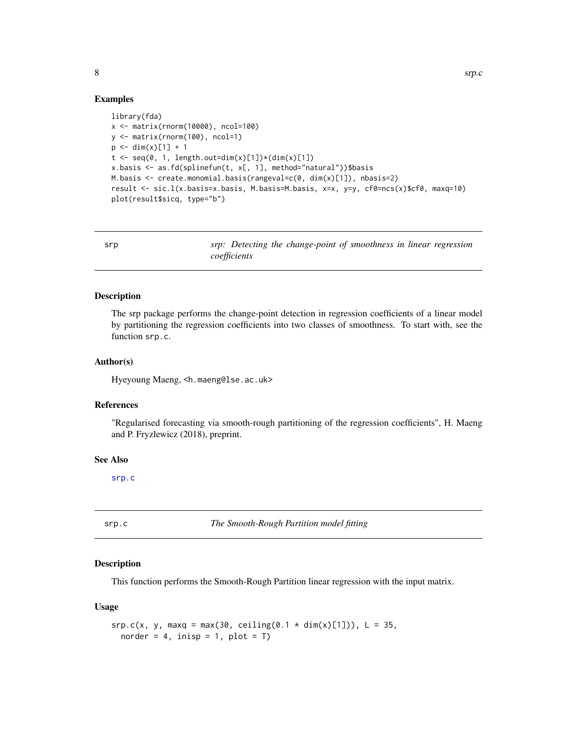## Examples

```
library(fda)
x <- matrix(rnorm(10000), ncol=100)
y <- matrix(rnorm(100), ncol=1)
p <- dim(x)[1] + 1
t <- seq(0, 1, length.out=dim(x)[1])*(dim(x)[1])
x.basis <- as.fd(splinefun(t, x[, 1], method="natural"))$basis
M.basis <- create.monomial.basis(rangeval=c(0, dim(x)[1]), nbasis=2)
result <- sic.l(x.basis=x.basis, M.basis=M.basis, x=x, y=y, cf0=ncs(x)$cf0, maxq=10)
plot(result$sicq, type="b")
```

# srp — *srp: Detecting the change-point of smoothness in linear regression coefficients*

## Description

The srp package performs the change-point detection in regression coefficients of a linear model by partitioning the regression coefficients into two classes of smoothness. To start with, see the function `srp.c`.

## Author(s)

Hyeyoung Maeng, <h.maeng@lse.ac.uk>

## References

"Regularised forecasting via smooth-rough partitioning of the regression coefficients", H. Maeng and P. Fryzlewicz (2018), preprint.

## See Also

srp.c

# srp.c — *The Smooth-Rough Partition model fitting*

## Description

This function performs the Smooth-Rough Partition linear regression with the input matrix.

## Usage

```
srp.c(x, y, maxq = max(30, ceiling(0.1 * dim(x)[1])), L = 35,
  norder = 4, inisp = 1, plot = T)
```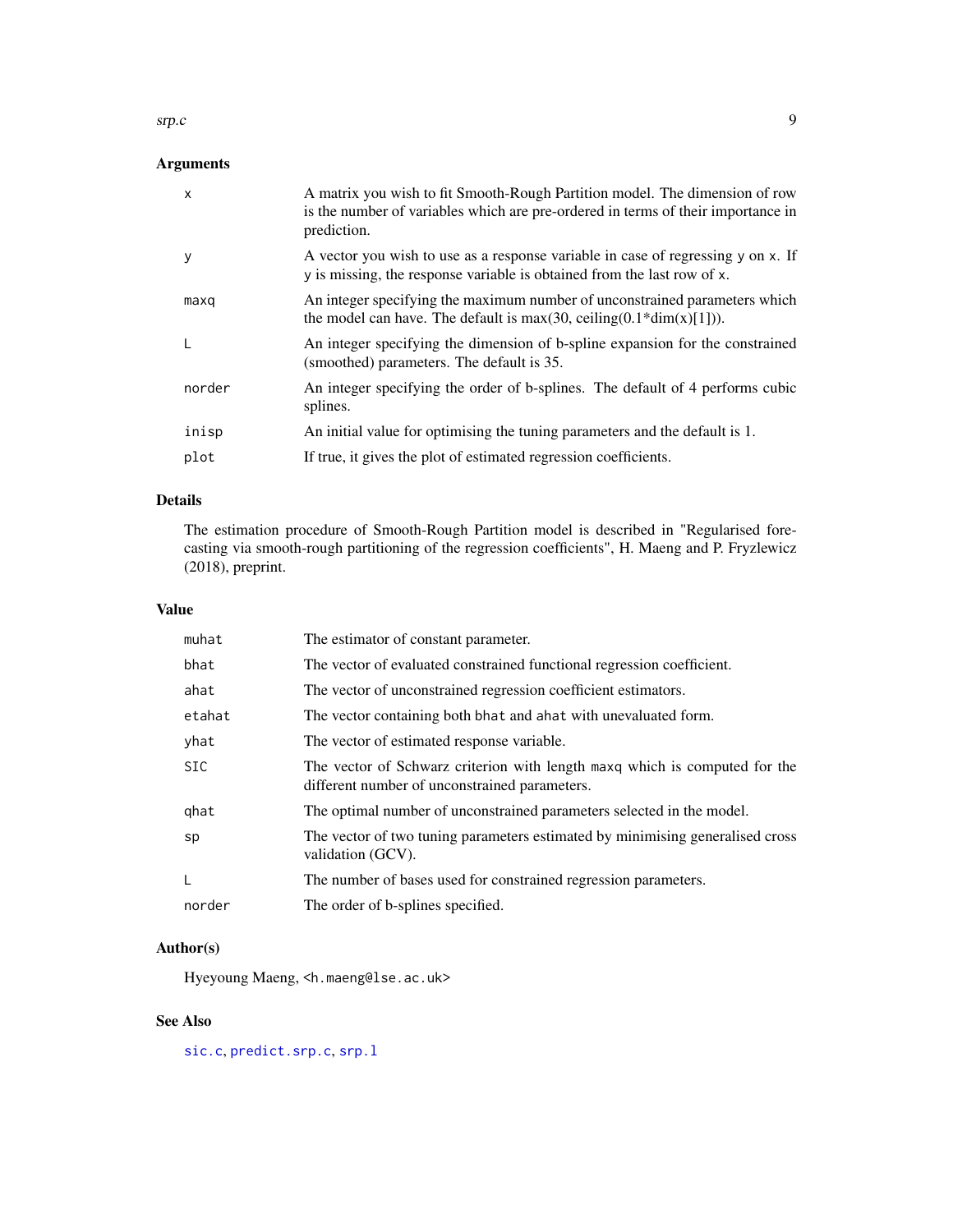### Arguments

| | |
|---|---|
| `x` | A matrix you wish to fit Smooth-Rough Partition model. The dimension of row is the number of variables which are pre-ordered in terms of their importance in prediction. |
| `y` | A vector you wish to use as a response variable in case of regressing `y` on `x`. If `y` is missing, the response variable is obtained from the last row of `x`. |
| `maxq` | An integer specifying the maximum number of unconstrained parameters which the model can have. The default is max(30, ceiling(0.1*dim(x)[1])). |
| `L` | An integer specifying the dimension of b-spline expansion for the constrained (smoothed) parameters. The default is 35. |
| `norder` | An integer specifying the order of b-splines. The default of 4 performs cubic splines. |
| `inisp` | An initial value for optimising the tuning parameters and the default is 1. |
| `plot` | If true, it gives the plot of estimated regression coefficients. |

### Details

The estimation procedure of Smooth-Rough Partition model is described in "Regularised forecasting via smooth-rough partitioning of the regression coefficients", H. Maeng and P. Fryzlewicz (2018), preprint.

### Value

| | |
|---|---|
| `muhat` | The estimator of constant parameter. |
| `bhat` | The vector of evaluated constrained functional regression coefficient. |
| `ahat` | The vector of unconstrained regression coefficient estimators. |
| `etahat` | The vector containing both `bhat` and `ahat` with unevaluated form. |
| `yhat` | The vector of estimated response variable. |
| `SIC` | The vector of Schwarz criterion with length `maxq` which is computed for the different number of unconstrained parameters. |
| `qhat` | The optimal number of unconstrained parameters selected in the model. |
| `sp` | The vector of two tuning parameters estimated by minimising generalised cross validation (GCV). |
| `L` | The number of bases used for constrained regression parameters. |
| `norder` | The order of b-splines specified. |

### Author(s)

Hyeyoung Maeng, <h.maeng@lse.ac.uk>

### See Also

`sic.c`, `predict.srp.c`, `srp.l`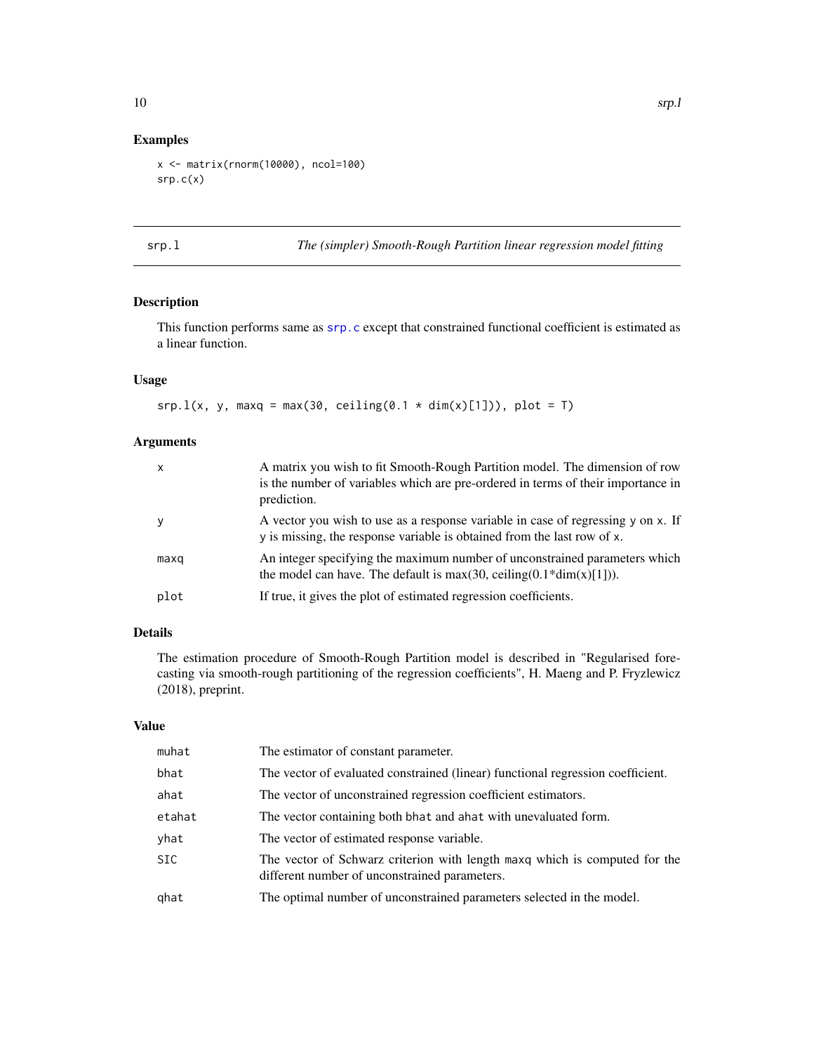## Examples

```
x <- matrix(rnorm(10000), ncol=100)
srp.c(x)
```

---

# srp.l — *The (simpler) Smooth-Rough Partition linear regression model fitting*

## Description

This function performs same as srp.c except that constrained functional coefficient is estimated as a linear function.

## Usage

```
srp.l(x, y, maxq = max(30, ceiling(0.1 * dim(x)[1])), plot = T)
```

## Arguments

| | |
|---|---|
| x | A matrix you wish to fit Smooth-Rough Partition model. The dimension of row is the number of variables which are pre-ordered in terms of their importance in prediction. |
| y | A vector you wish to use as a response variable in case of regressing y on x. If y is missing, the response variable is obtained from the last row of x. |
| maxq | An integer specifying the maximum number of unconstrained parameters which the model can have. The default is max(30, ceiling(0.1*dim(x)[1])). |
| plot | If true, it gives the plot of estimated regression coefficients. |

## Details

The estimation procedure of Smooth-Rough Partition model is described in "Regularised forecasting via smooth-rough partitioning of the regression coefficients", H. Maeng and P. Fryzlewicz (2018), preprint.

## Value

| | |
|---|---|
| muhat | The estimator of constant parameter. |
| bhat | The vector of evaluated constrained (linear) functional regression coefficient. |
| ahat | The vector of unconstrained regression coefficient estimators. |
| etahat | The vector containing both bhat and ahat with unevaluated form. |
| yhat | The vector of estimated response variable. |
| SIC | The vector of Schwarz criterion with length maxq which is computed for the different number of unconstrained parameters. |
| qhat | The optimal number of unconstrained parameters selected in the model. |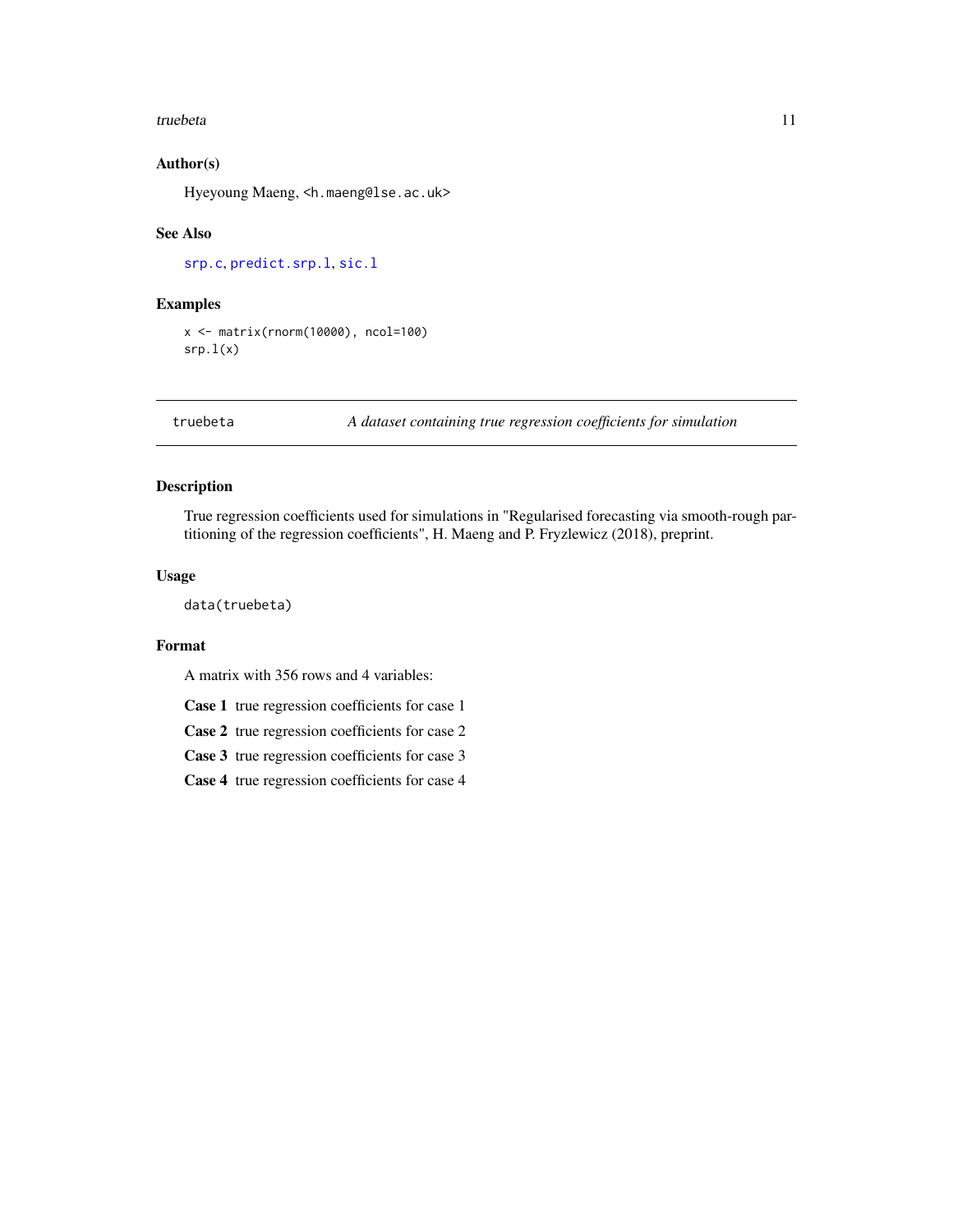### Author(s)

Hyeyoung Maeng, <h.maeng@lse.ac.uk>

### See Also

srp.c, predict.srp.l, sic.l

### Examples

```
x <- matrix(rnorm(10000), ncol=100)
srp.l(x)
```

---

## truebeta *A dataset containing true regression coefficients for simulation*

---

### Description

True regression coefficients used for simulations in "Regularised forecasting via smooth-rough partitioning of the regression coefficients", H. Maeng and P. Fryzlewicz (2018), preprint.

### Usage

```
data(truebeta)
```

### Format

A matrix with 356 rows and 4 variables:

**Case 1** true regression coefficients for case 1

**Case 2** true regression coefficients for case 2

**Case 3** true regression coefficients for case 3

**Case 4** true regression coefficients for case 4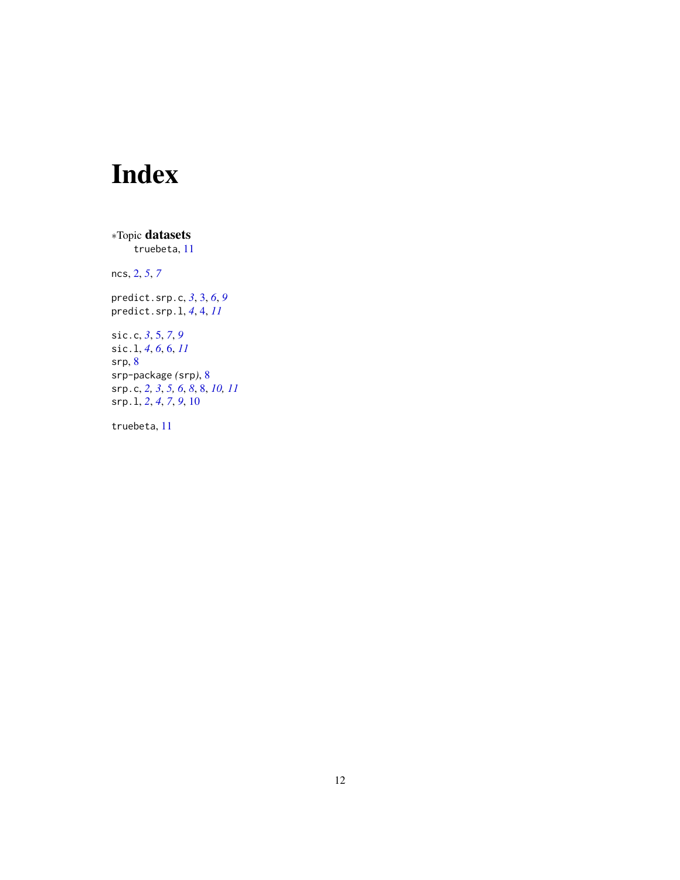# Index

*Topic **datasets**
    truebeta, 11

ncs, 2, *5*, *7*

predict.srp.c, *3*, 3, *6*, *9*
predict.srp.l, *4*, 4, *11*

sic.c, *3*, 5, *7*, *9*
sic.l, *4*, *6*, 6, *11*
srp, 8
srp-package *(*srp*)*, 8
srp.c, *2, 3*, *5, 6*, *8*, 8, *10, 11*
srp.l, *2*, *4*, *7*, *9*, 10

truebeta, 11